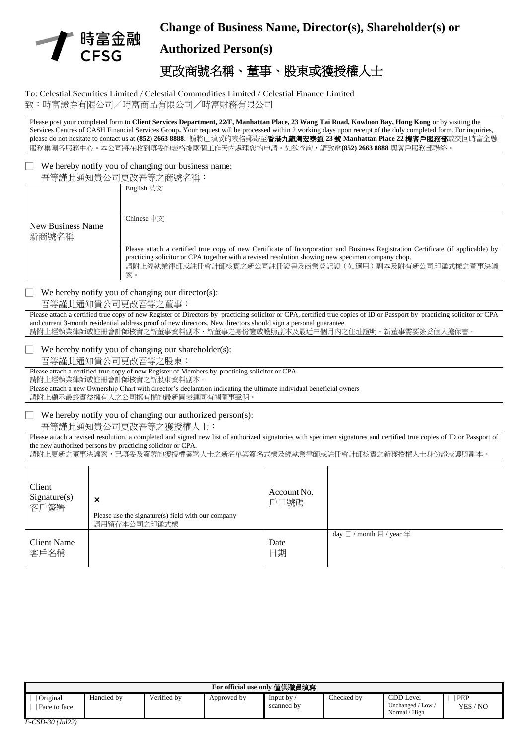時富金融 CFSG

# Change of Business Name, Director(s), Shareholder(s) or Authorized Person(s)

# 更改商號名稱、董事、股東或獲授權人士

To: Celestial Securities Limited / Celestial Commodities Limited / Celestial Finance Limited
致：時富證券有限公司／時富商品有限公司／時富財務有限公司

Please post your completed form to **Client Services Department, 22/F, Manhattan Place, 23 Wang Tai Road, Kowloon Bay, Hong Kong** or by visiting the Services Centres of CASH Financial Services Group**.** Your request will be processed within 2 working days upon receipt of the duly completed form. For inquiries, please do not hesitate to contact us at **(852) 2663 8888**. 請將已填妥的表格郵寄至**香港九龍灣宏泰道 23 號 Manhattan Place 22 樓客戶服務部**或交回時富金融服務集團各服務中心。本公司將在收到填妥的表格後兩個工作天內處理您的申請。如欲查詢，請致電**(852) 2663 8888** 與客戶服務部聯絡。

☐ We hereby notify you of changing our business name:
吾等謹此通知貴公司更改吾等之商號名稱：

| | |
|---|---|
| New Business Name 新商號名稱 | English 英文 |
| | Chinese 中文 |
| | Please attach a certified true copy of new Certificate of Incorporation and Business Registration Certificate (if applicable) by practicing solicitor or CPA together with a revised resolution showing new specimen company chop.<br>請附上經執業律師或註冊會計師核實之新公司註冊證書及商業登記證（如適用）副本及附有新公司印鑑式樣之董事決議案。 |

☐ We hereby notify you of changing our director(s):
吾等謹此通知貴公司更改吾等之董事：

Please attach a certified true copy of new Register of Directors by practicing solicitor or CPA, certified true copies of ID or Passport by practicing solicitor or CPA and current 3-month residential address proof of new directors. New directors should sign a personal guarantee.
請附上經執業律師或註冊會計師核實之新董事資料副本、新董事之身份證或護照副本及最近三個月內之住址證明。新董事需要簽妥個人擔保書。

☐ We hereby notify you of changing our shareholder(s):
吾等謹此通知貴公司更改吾等之股東：

Please attach a certified true copy of new Register of Members by practicing solicitor or CPA.
請附上經執業律師或註冊會計師核實之新股東資料副本。
Please attach a new Ownership Chart with director's declaration indicating the ultimate individual beneficial owners
請附上顯示最終實益擁有人之公司擁有權的最新圖表連同有關董事聲明。

☐ We hereby notify you of changing our authorized person(s):
吾等謹此通知貴公司更改吾等之獲授權人士：

Please attach a revised resolution, a completed and signed new list of authorized signatories with specimen signatures and certified true copies of ID or Passport of the new authorized persons by practicing solicitor or CPA.
請附上更新之董事決議案，已填妥及簽署的獲授權簽署人士之新名單與簽名式樣及經執業律師或註冊會計師核實之新獲授權人士身份證或護照副本。

| | | | |
|---|---|---|---|
| Client Signature(s) 客戶簽署 | ×<br>Please use the signature(s) field with our company<br>請用留存本公司之印鑑式樣 | Account No. 戶口號碼 | |
| Client Name 客戶名稱 | | Date 日期 | day 日 / month 月 / year 年 |

| For official use only 僅供職員填寫 | | | | | | | |
|---|---|---|---|---|---|---|---|
| ☐ Original<br>☐ Face to face | Handled by | Verified by | Approved by | Input by / scanned by | Checked by | CDD Level Unchanged / Low / Normal / High | ☐ PEP YES / NO |

*F-CSD-30 (Jul22)*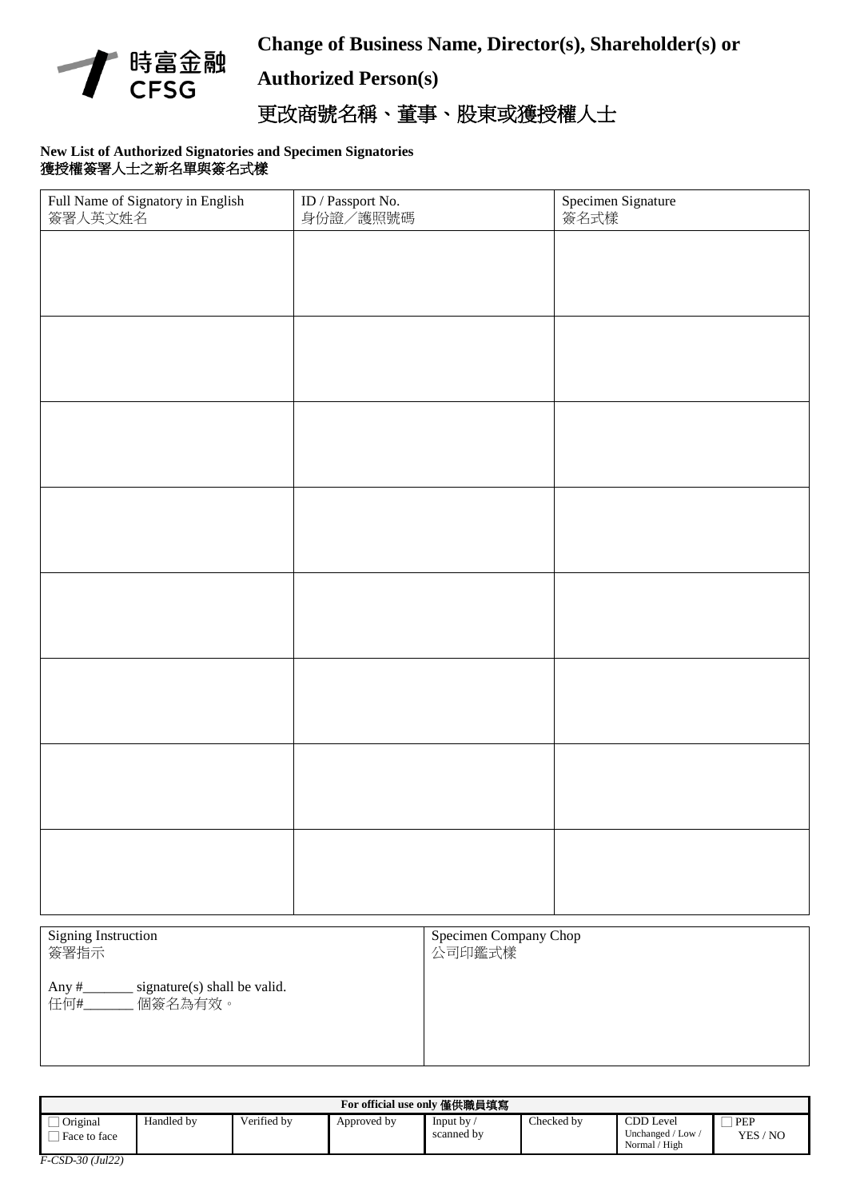時富金融
CFSG

# Change of Business Name, Director(s), Shareholder(s) or Authorized Person(s)

# 更改商號名稱、董事、股東或獲授權人士

**New List of Authorized Signatories and Specimen Signatories**
**獲授權簽署人士之新名單與簽名式樣**

| Full Name of Signatory in English 簽署人英文姓名 | ID / Passport No. 身份證／護照號碼 | Specimen Signature 簽名式樣 |
| --- | --- | --- |
| | | |
| | | |
| | | |
| | | |
| | | |
| | | |
| | | |
| | | |

| Signing Instruction 簽署指示 | Specimen Company Chop 公司印鑑式樣 |
| --- | --- |
| Any #_______ signature(s) shall be valid. 任何#_______ 個簽名為有效。 | |

| For official use only 僅供職員填寫 | | | | | | | |
| --- | --- | --- | --- | --- | --- | --- | --- |
| ☐ Original ☐ Face to face | Handled by | Verified by | Approved by | Input by / scanned by | Checked by | CDD Level Unchanged / Low / Normal / High | ☐ PEP YES / NO |

*F-CSD-30 (Jul22)*